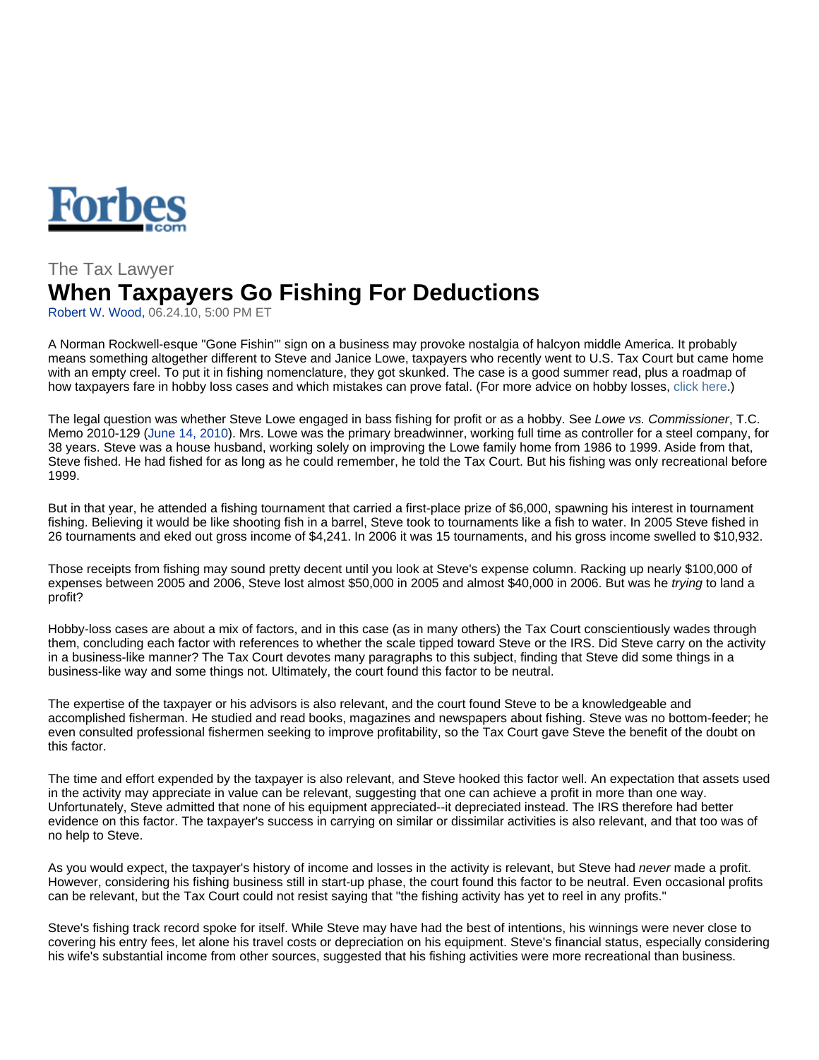Forbes.com

The Tax Lawyer

# When Taxpayers Go Fishing For Deductions

Robert W. Wood, 06.24.10, 5:00 PM ET

A Norman Rockwell-esque "Gone Fishin'" sign on a business may provoke nostalgia of halcyon middle America. It probably means something altogether different to Steve and Janice Lowe, taxpayers who recently went to U.S. Tax Court but came home with an empty creel. To put it in fishing nomenclature, they got skunked. The case is a good summer read, plus a roadmap of how taxpayers fare in hobby loss cases and which mistakes can prove fatal. (For more advice on hobby losses, click here.)

The legal question was whether Steve Lowe engaged in bass fishing for profit or as a hobby. See *Lowe vs. Commissioner*, T.C. Memo 2010-129 (June 14, 2010). Mrs. Lowe was the primary breadwinner, working full time as controller for a steel company, for 38 years. Steve was a house husband, working solely on improving the Lowe family home from 1986 to 1999. Aside from that, Steve fished. He had fished for as long as he could remember, he told the Tax Court. But his fishing was only recreational before 1999.

But in that year, he attended a fishing tournament that carried a first-place prize of $6,000, spawning his interest in tournament fishing. Believing it would be like shooting fish in a barrel, Steve took to tournaments like a fish to water. In 2005 Steve fished in 26 tournaments and eked out gross income of $4,241. In 2006 it was 15 tournaments, and his gross income swelled to $10,932.

Those receipts from fishing may sound pretty decent until you look at Steve's expense column. Racking up nearly $100,000 of expenses between 2005 and 2006, Steve lost almost $50,000 in 2005 and almost $40,000 in 2006. But was he *trying* to land a profit?

Hobby-loss cases are about a mix of factors, and in this case (as in many others) the Tax Court conscientiously wades through them, concluding each factor with references to whether the scale tipped toward Steve or the IRS. Did Steve carry on the activity in a business-like manner? The Tax Court devotes many paragraphs to this subject, finding that Steve did some things in a business-like way and some things not. Ultimately, the court found this factor to be neutral.

The expertise of the taxpayer or his advisors is also relevant, and the court found Steve to be a knowledgeable and accomplished fisherman. He studied and read books, magazines and newspapers about fishing. Steve was no bottom-feeder; he even consulted professional fishermen seeking to improve profitability, so the Tax Court gave Steve the benefit of the doubt on this factor.

The time and effort expended by the taxpayer is also relevant, and Steve hooked this factor well. An expectation that assets used in the activity may appreciate in value can be relevant, suggesting that one can achieve a profit in more than one way. Unfortunately, Steve admitted that none of his equipment appreciated--it depreciated instead. The IRS therefore had better evidence on this factor. The taxpayer's success in carrying on similar or dissimilar activities is also relevant, and that too was of no help to Steve.

As you would expect, the taxpayer's history of income and losses in the activity is relevant, but Steve had *never* made a profit. However, considering his fishing business still in start-up phase, the court found this factor to be neutral. Even occasional profits can be relevant, but the Tax Court could not resist saying that "the fishing activity has yet to reel in any profits."

Steve's fishing track record spoke for itself. While Steve may have had the best of intentions, his winnings were never close to covering his entry fees, let alone his travel costs or depreciation on his equipment. Steve's financial status, especially considering his wife's substantial income from other sources, suggested that his fishing activities were more recreational than business.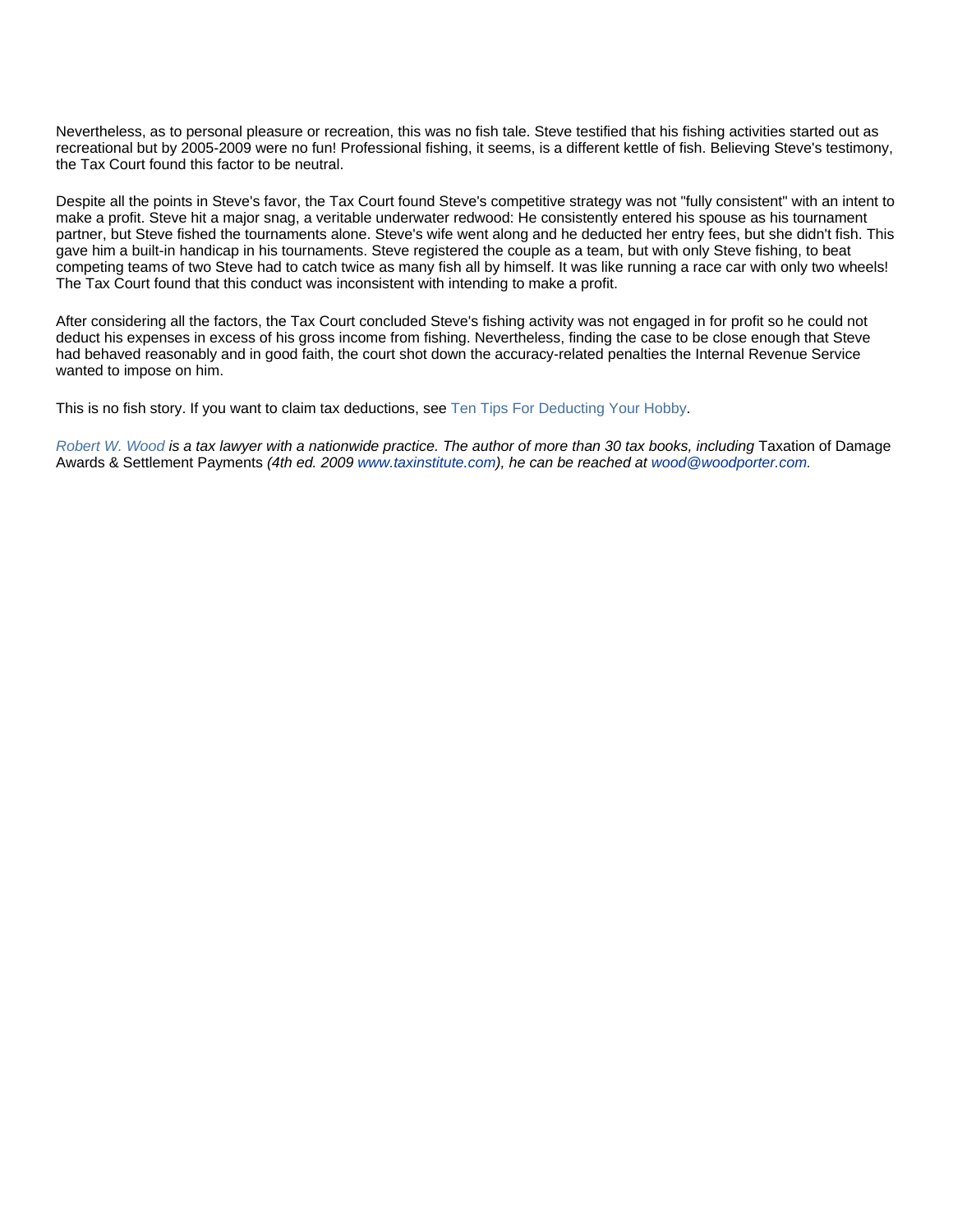Nevertheless, as to personal pleasure or recreation, this was no fish tale. Steve testified that his fishing activities started out as recreational but by 2005-2009 were no fun! Professional fishing, it seems, is a different kettle of fish. Believing Steve's testimony, the Tax Court found this factor to be neutral.

Despite all the points in Steve's favor, the Tax Court found Steve's competitive strategy was not "fully consistent" with an intent to make a profit. Steve hit a major snag, a veritable underwater redwood: He consistently entered his spouse as his tournament partner, but Steve fished the tournaments alone. Steve's wife went along and he deducted her entry fees, but she didn't fish. This gave him a built-in handicap in his tournaments. Steve registered the couple as a team, but with only Steve fishing, to beat competing teams of two Steve had to catch twice as many fish all by himself. It was like running a race car with only two wheels! The Tax Court found that this conduct was inconsistent with intending to make a profit.

After considering all the factors, the Tax Court concluded Steve's fishing activity was not engaged in for profit so he could not deduct his expenses in excess of his gross income from fishing. Nevertheless, finding the case to be close enough that Steve had behaved reasonably and in good faith, the court shot down the accuracy-related penalties the Internal Revenue Service wanted to impose on him.

This is no fish story. If you want to claim tax deductions, see Ten Tips For Deducting Your Hobby.

*Robert W. Wood is a tax lawyer with a nationwide practice. The author of more than 30 tax books, including* Taxation of Damage Awards & Settlement Payments *(4th ed. 2009 www.taxinstitute.com), he can be reached at wood@woodporter.com.*